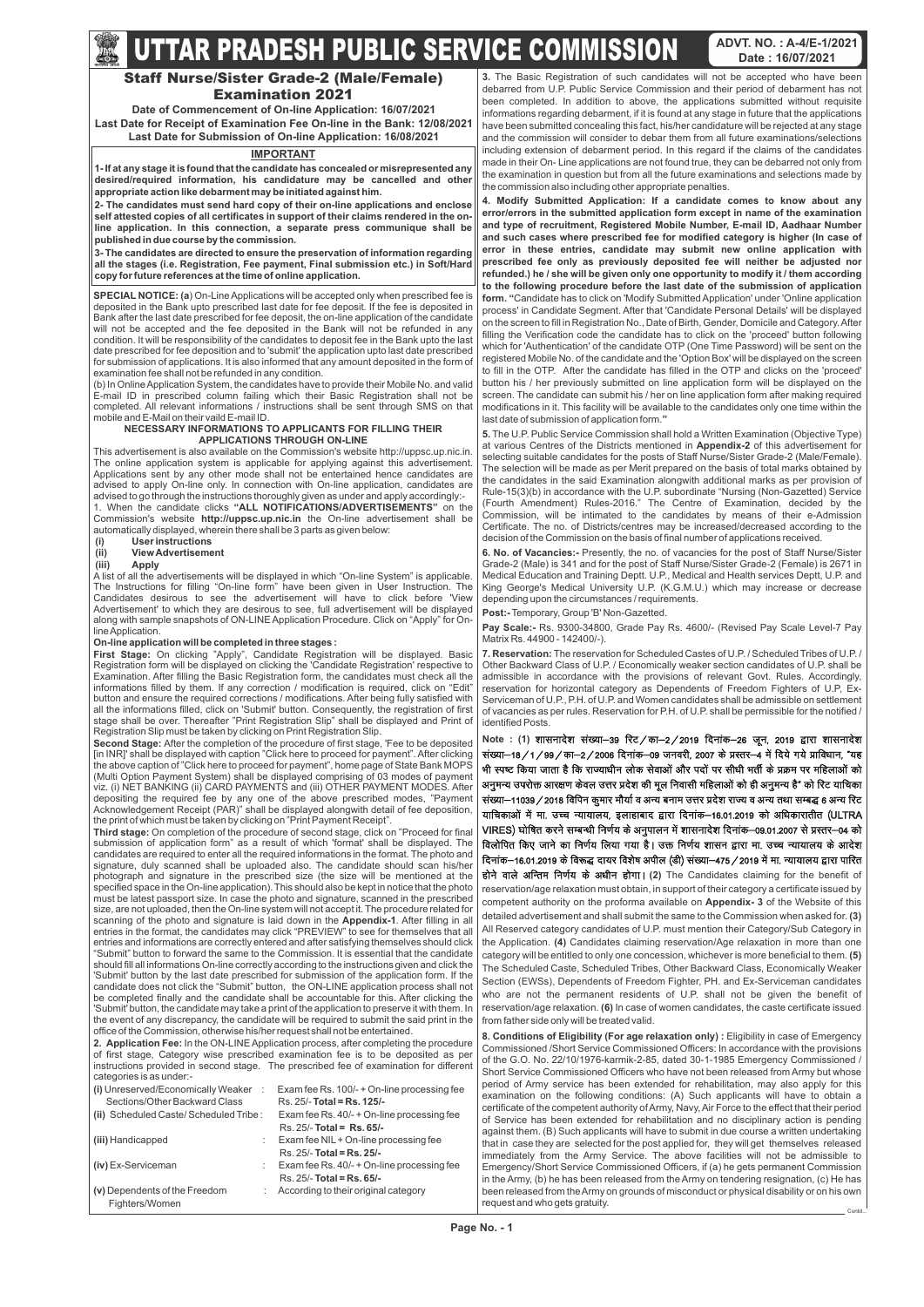# UTTAR PRADESH PUBLIC SERVICE COMMISSION

**ADVT. NO. : A-4/E-1/2021**
**Date : 16/07/2021**

## Staff Nurse/Sister Grade-2 (Male/Female) Examination 2021

**Date of Commencement of On-line Application: 16/07/2021**
**Last Date for Receipt of Examination Fee On-line in the Bank: 12/08/2021**
**Last Date for Submission of On-line Application: 16/08/2021**

### IMPORTANT

**1- If at any stage it is found that the candidate has concealed or misrepresented any desired/required information, his candidature may be cancelled and other appropriate action like debarment may be initiated against him.**

**2- The candidates must send hard copy of their on-line applications and enclose self attested copies of all certificates in support of their claims rendered in the on-line application. In this connection, a separate press communique shall be published in due course by the commission.**

**3- The candidates are directed to ensure the preservation of information regarding all the stages (i.e. Registration, Fee payment, Final submission etc.) in Soft/Hard copy for future references at the time of online application.**

**SPECIAL NOTICE: (a)** On-Line Applications will be accepted only when prescribed fee is deposited in the Bank upto prescribed last date for fee deposit. If the fee is deposited in Bank after the last date prescribed for fee deposit, the on-line application of the candidate will not be accepted and the fee deposited in the Bank will not be refunded in any condition. It will be responsibility of the candidates to deposit fee in the Bank upto the last date prescribed for fee deposition and to 'submit' the application upto last date prescribed for submission of applications. It is also informed that any amount deposited in the form of examination fee shall not be refunded in any condition.

(b) In Online Application System, the candidates have to provide their Mobile No. and valid E-mail ID in prescribed column failing which their Basic Registration shall not be completed. All relevant informations / instructions shall be sent through SMS on that mobile and E-mail on their vaild E-mail ID.

#### NECESSARY INFORMATIONS TO APPLICANTS FOR FILLING THEIR APPLICATIONS THROUGH ON-LINE

This advertisement is also available on the Commission's website http://uppsc.up.nic.in. The online application system is applicable for applying against this advertisement. Applications sent by any other mode shall not be entertained hence candidates are advised to apply On-line only. In connection with On-line application, candidates are advised to go through the instructions thoroughly given as under and apply accordingly:-

1. When the candidate clicks **"ALL NOTIFICATIONS/ADVERTISEMENTS"** on the Commission's website **http://uppsc.up.nic.in** the On-line advertisement shall be automatically displayed, wherein there shall be 3 parts as given below:

**(i) User instructions**
**(ii) View Advertisement**
**(iii) Apply**

A list of all the advertisements will be displayed in which "On-line System" is applicable. The Instructions for filling "On-line form" have been given in User Instruction. The Candidates desirous to see the advertisement will have to click before 'View Advertisement' to which they are desirous to see, full advertisement will be displayed along with sample snapshots of ON-LINE Application Procedure. Click on "Apply" for On-line Application.

**On-line application will be completed in three stages :**

**First Stage:** On clicking "Apply", Candidate Registration will be displayed. Basic Registration form will be displayed on clicking the 'Candidate Registration' respective to Examination. After filling the Basic Registration form, the candidates must check all the informations filled by them. If any correction / modification is required, click on "Edit" button and ensure the required corrections / modifications. After being fully satisfied with all the informations filled, click on 'Submit' button. Consequently, the registration of first stage shall be over. Thereafter "Print Registration Slip" shall be displayed and Print of Registration Slip must be taken by clicking on Print Registration Slip.

**Second Stage:** After the completion of the procedure of first stage, 'Fee to be deposited [in INR]' shall be displayed with caption "Click here to proceed for payment". After clicking the above caption of "Click here to proceed for payment", home page of State Bank MOPS (Multi Option Payment System) shall be displayed comprising of 03 modes of payment viz. (i) NET BANKING (ii) CARD PAYMENTS and (iii) OTHER PAYMENT MODES. After depositing the required fee by any one of the above prescribed modes, "Payment Acknowledgement Receipt (PAR)" shall be displayed alongwith detail of fee deposition, the print of which must be taken by clicking on "Print Payment Receipt".

**Third stage:** On completion of the procedure of second stage, click on "Proceed for final submission of application form" as a result of which 'format' shall be displayed. The candidates are required to enter all the required informations in the format. The photo and signature, duly scanned shall be uploaded also. The candidate should scan his/her photograph and signature in the prescribed size (the size will be mentioned at the specified space in the On-line application). This should also be kept in notice that the photo must be latest passport size. In case the photo and signature, scanned in the prescribed size, are not uploaded, then the On-line system will not accept it. The procedure related for scanning of the photo and signature is laid down in the **Appendix-1**. After filling in all entries in the format, the candidates may click "PREVIEW" to see for themselves that all entries and informations are correctly entered and after satisfying themselves should click "Submit" button to forward the same to the Commission. It is essential that the candidate should fill all informations On-line correctly according to the instructions given and click the 'Submit' button by the last date prescribed for submission of the application form. If the candidate does not click the "Submit" button, the ON-LINE application process shall not be completed finally and the candidate shall be accountable for this. After clicking the 'Submit' button, the candidate may take a print of the application to preserve it with them. In the event of any discrepancy, the candidate will be required to submit the said print in the office of the Commission, otherwise his/her request shall not be entertained.

**2. Application Fee:** In the ON-LINE Application process, after completing the procedure of first stage, Category wise prescribed examination fee is to be deposited as per instructions provided in second stage. The prescribed fee of examination for different categories is as under:-

| | | |
|---|---|---|
| **(i)** Unreserved/Economically Weaker Sections/Other Backward Class | : | Exam fee Rs. 100/- + On-line processing fee Rs. 25/- **Total = Rs. 125/-** |
| **(ii)** Scheduled Caste/ Scheduled Tribe | : | Exam fee Rs. 40/- + On-line processing fee Rs. 25/- **Total = Rs. 65/-** |
| **(iii)** Handicapped | : | Exam fee NIL + On-line processing fee Rs. 25/- **Total = Rs. 25/-** |
| **(iv)** Ex-Serviceman | : | Exam fee Rs. 40/- + On-line processing fee Rs. 25/- **Total = Rs. 65/-** |
| **(v)** Dependents of the Freedom Fighters/Women | : | According to their original category |

**3.** The Basic Registration of such candidates will not be accepted who have been debarred from U.P. Public Service Commission and their period of debarment has not been completed. In addition to above, the applications submitted without requisite informations regarding debarment, if it is found at any stage in future that the applications have been submitted concealing this fact, his/her candidature will be rejected at any stage and the commission will consider to debar them from all future examinations/selections including extension of debarment period. In this regard if the claims of the candidates made in their On- Line applications are not found true, they can be debarred not only from the examination in question but from all the future examinations and selections made by the commission also including other appropriate penalties.

**4. Modify Submitted Application: If a candidate comes to know about any error/errors in the submitted application form except in name of the examination and type of recruitment, Registered Mobile Number, E-mail ID, Aadhaar Number and such cases where prescribed fee for modified category is higher (In case of error in these entries, candidate may submit new online application with prescribed fee only as previously deposited fee will neither be adjusted nor refunded.) he / she will be given only one opportunity to modify it / them according to the following procedure before the last date of the submission of application form. "**Candidate has to click on 'Modify Submitted Application' under 'Online application process' in Candidate Segment. After that 'Candidate Personal Details' will be displayed on the screen to fill in Registration No., Date of Birth, Gender, Domicile and Category. After filling the Verification code the candidate has to click on the 'proceed' button following which for 'Authentication' of the candidate OTP (One Time Password) will be sent on the registered Mobile No. of the candidate and the 'Option Box' will be displayed on the screen to fill in the OTP. After the candidate has filled in the OTP and clicks on the 'proceed' button his / her previously submitted on line application form will be displayed on the screen. The candidate can submit his / her on line application form after making required modifications in it. This facility will be available to the candidates only one time within the last date of submission of application form.**"**

**5.** The U.P. Public Service Commission shall hold a Written Examination (Objective Type) at various Centres of the Districts mentioned in **Appendix-2** of this advertisement for selecting suitable candidates for the posts of Staff Nurse/Sister Grade-2 (Male/Female). The selection will be made as per Merit prepared on the basis of total marks obtained by the candidates in the said Examination alongwith additional marks as per provision of Rule-15(3)(b) in accordance with the U.P. subordinate "Nursing (Non-Gazetted) Service (Fourth Amendment) Rules-2016." The Centre of Examination, decided by the Commission, will be intimated to the candidates by means of their e-Admission Certificate. The no. of Districts/centres may be increased/decreased according to the decision of the Commission on the basis of final number of applications received.

**6. No. of Vacancies:-** Presently, the no. of vacancies for the post of Staff Nurse/Sister Grade-2 (Male) is 341 and for the post of Staff Nurse/Sister Grade-2 (Female) is 2671 in Medical Education and Training Deptt. U.P., Medical and Health services Deptt, U.P. and King George's Medical University U.P. (K.G.M.U.) which may increase or decrease depending upon the circumstances / requirements.

**Post:-** Temporary, Group 'B' Non-Gazetted.

**Pay Scale:-** Rs. 9300-34800, Grade Pay Rs. 4600/- (Revised Pay Scale Level-7 Pay Matrix Rs. 44900 - 142400/-).

**7. Reservation:** The reservation for Scheduled Castes of U.P. / Scheduled Tribes of U.P. / Other Backward Class of U.P. / Economically weaker section candidates of U.P. shall be admissible in accordance with the provisions of relevant Govt. Rules. Accordingly, reservation for horizontal category as Dependents of Freedom Fighters of U.P, Ex-Servicemen of U.P., P.H. of U.P. and Women candidates shall be admissible on settlement of vacancies as per rules. Reservation for P.H. of U.P. shall be permissible for the notified / identified Posts.

**Note : (1) शासनादेश संख्या–39 रिट/का–2/2019 दिनांक–26 जून, 2019 द्वारा शासनादेश संख्या–18/1/99/का–2/2006 दिनांक–09 जनवरी, 2007 के प्रस्तर–4 में दिये गये प्राविधान, "यह भी स्पष्ट किया जाता है कि राज्याधीन लोक सेवाओं और पदों पर सीधी भर्ती के प्रक्रम पर महिलाओं को अनुमन्य उपरोक्त आरक्षण केवल उत्तर प्रदेश की मूल निवासी महिलाओं को ही अनुमन्य है" को रिट याचिका संख्या–11039/2018 विपिन कुमार मौर्या व अन्य बनाम उत्तर प्रदेश राज्य व अन्य तथा सम्बद्ध 6 अन्य रिट याचिकाओं में मा. उच्च न्यायालय, इलाहाबाद द्वारा दिनांक–16.01.2019 को अधिकारातीत (ULTRA VIRES) घोषित करने सम्बन्धी निर्णय के अनुपालन में शासनादेश दिनांक–09.01.2007 से प्रस्तर–04 को विलोपित किए जाने का निर्णय लिया गया है। उक्त निर्णय शासन द्वारा मा. उच्च न्यायालय के आदेश दिनांक–16.01.2019 के विरूद्ध दायर विशेष अपील (डी) संख्या–475/2019 में मा. न्यायालय द्वारा पारित होने वाले अन्तिम निर्णय के अधीन होगा। (2)** The Candidates claiming for the benefit of reservation/age relaxation must obtain, in support of their category a certificate issued by competent authority on the proforma available on **Appendix- 3** of the Website of this detailed advertisement and shall submit the same to the Commission when asked for. **(3)** All Reserved category candidates of U.P. must mention their Category/Sub Category in the Application. **(4)** Candidates claiming reservation/Age relaxation in more than one category will be entitled to only one concession, whichever is more beneficial to them. **(5)** The Scheduled Caste, Scheduled Tribes, Other Backward Class, Economically Weaker Section (EWSs), Dependents of Freedom Fighter, PH. and Ex-Serviceman candidates who are not the permanent residents of U.P. shall not be given the benefit of reservation/age relaxation. **(6)** In case of women candidates, the caste certificate issued from father side only will be treated valid.

**8. Conditions of Eligibility (For age relaxation only) :** Eligibility in case of Emergency Commissioned /Short Service Commissioned Officers: In accordance with the provisions of the G.O. No. 22/10/1976-karmik-2-85, dated 30-1-1985 Emergency Commissioned / Short Service Commissioned Officers who have not been released from Army but whose period of Army service has been extended for rehabilitation, may also apply for this examination on the following conditions: (A) Such applicants will have to obtain a certificate of the competent authority of Army, Navy, Air Force to the effect that their period of Service has been extended for rehabilitation and no disciplinary action is pending against them. (B) Such applicants will have to submit in due course a written undertaking that in case they are selected for the post applied for, they will get themselves released immediately from the Army Service. The above facilities will not be admissible to Emergency/Short Service Commissioned Officers, if (a) he gets permanent Commission in the Army, (b) he has been released from the Army on tendering resignation, (c) He has been released from the Army on grounds of misconduct or physical disability or on his own request and who gets gratuity.

Contd..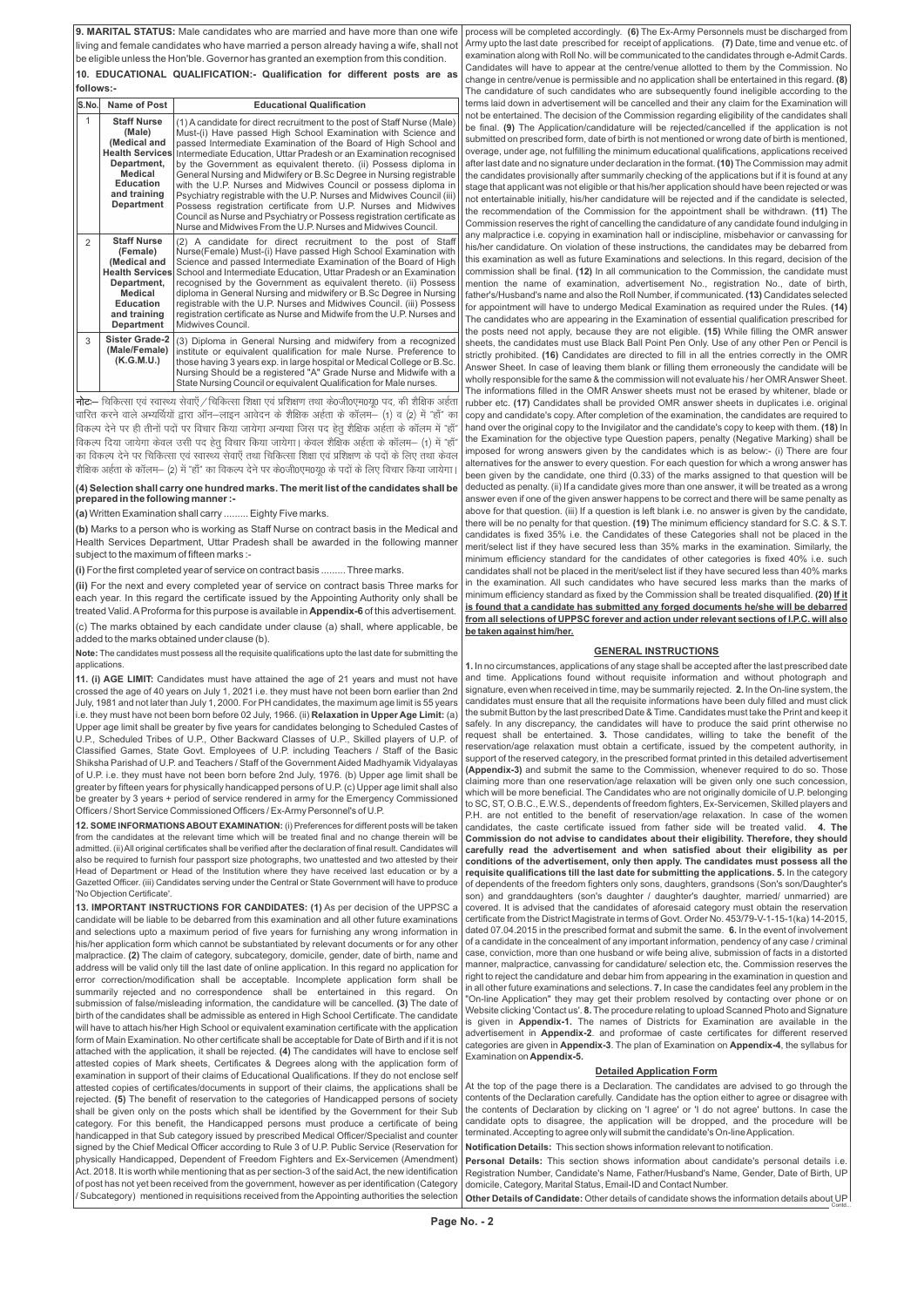**9. MARITAL STATUS:** Male candidates who are married and have more than one wife living and female candidates who have married a person already having a wife, shall not be eligible unless the Hon'ble. Governor has granted an exemption from this condition.

**10. EDUCATIONAL QUALIFICATION:- Qualification for different posts are as follows:-**

| S.No. | Name of Post | Educational Qualification |
|---|---|---|
| 1 | **Staff Nurse (Male) (Medical and Health Services Department, Medical Education and training Department** | (1) A candidate for direct recruitment to the post of Staff Nurse (Male) Must-(i) Have passed High School Examination with Science and passed Intermediate Examination of the Board of High School and Intermediate Education, Uttar Pradesh or an Examination recognised by the Government as equivalent thereto. (ii) Possess diploma in General Nursing and Midwifery or B.Sc Degree in Nursing registrable with the U.P. Nurses and Midwives Council or possess diploma in Psychiatry registrable with the U.P. Nurses and Midwives Council (iii) Possess registration certificate from U.P. Nurses and Midwives Council as Nurse and Psychiatry or Possess registration certificate as Nurse and Midwives From the U.P. Nurses and Midwives Council. |
| 2 | **Staff Nurse (Female) (Medical and Health Services Department, Medical Education and training Department** | (2) A candidate for direct recruitment to the post of Staff Nurse(Female) Must-(i) Have passed High School Examination with Science and passed Intermediate Examination of the Board of High School and Intermediate Education, Uttar Pradesh or an Examination recognised by the Government as equivalent thereto. (ii) Possess diploma in general Nursing and midwifery or B.Sc Degree in Nursing registrable with the U.P. Nurses and Midwives Council. (iii) Possess registration certificate as Nurse and Midwife from the U.P. Nurses and Midwives Council. |
| 3 | **Sister Grade-2 (Male/Female) (K.G.M.U.)** | (3) Diploma in General Nursing and midwifery from a recognized institute or equivalent qualification for male Nurse. Preference to those having 3 years exp. in large hospital or Medical College or B.Sc. Nursing Should be a registered "A" Grade Nurse and Midwife with a State Nursing Council or equivalent Qualification for Male nurses. |

**नोटः–** चिकित्सा एवं स्वास्थ्य सेवाएँ / चिकित्सा शिक्षा एवं प्रशिक्षण तथा के0जी0एम0यू0 पद, की शैक्षिक अर्हता धारित करने वाले अभ्यर्थियों द्वारा ऑन–लाइन आवेदन के शैक्षिक अर्हता के कॉलम– (1) व (2) में "हॉं" का विकल्प देने पर ही तीनों पदों पर विचार किया जायेगा अन्यथा जिस पद हेतु शैक्षिक अर्हता के कॉलम में "हॉं" विकल्प दिया जायेगा केवल उसी पद हेतु विचार किया जायेगा। केवल शैक्षिक अर्हता के कॉलम– (1) में "हॉं" का विकल्प देने पर चिकित्सा एवं स्वास्थ्य सेवाएँ तथा चिकित्सा शिक्षा एवं प्रशिक्षण के पदों के लिए तथा केवल शैक्षिक अर्हता के कॉलम– (2) में "हॉं" का विकल्प देने पर के0जी0एम0यू0 के पदों के लिए विचार किया जायेगा।

**(4) Selection shall carry one hundred marks. The merit list of the candidates shall be prepared in the following manner :-**

**(a)** Written Examination shall carry ......... Eighty Five marks.

**(b)** Marks to a person who is working as Staff Nurse on contract basis in the Medical and Health Services Department, Uttar Pradesh shall be awarded in the following manner subject to the maximum of fifteen marks :-

**(i)** For the first completed year of service on contract basis ......... Three marks.

**(ii)** For the next and every completed year of service on contract basis Three marks for each year. In this regard the certificate issued by the Appointing Authority only shall be treated Valid. A Proforma for this purpose is available in **Appendix-6** of this advertisement.

(c) The marks obtained by each candidate under clause (a) shall, where applicable, be added to the marks obtained under clause (b).

**Note:** The candidates must possess all the requisite qualifications upto the last date for submitting the applications.

**11. (i) AGE LIMIT:** Candidates must have attained the age of 21 years and must not have crossed the age of 40 years on July 1, 2021 i.e. they must have not been born earlier than 2nd July, 1981 and not later than July 1, 2000. For PH candidates, the maximum age limit is 55 years i.e. they must have not been born before 02 July, 1966. (ii) **Relaxation in Upper Age Limit:** (a) Upper age limit shall be greater by five years for candidates belonging to Scheduled Castes of U.P., Scheduled Tribes of U.P., Other Backward Classes of U.P., Skilled players of U.P. of Classified Games, State Govt. Employees of U.P. including Teachers / Staff of the Basic Shiksha Parishad of U.P. and Teachers / Staff of the Government Aided Madhyamik Vidyalayas of U.P. i.e. they must have not been born before 2nd July, 1976. (b) Upper age limit shall be greater by fifteen years for physically handicapped persons of U.P. (c) Upper age limit shall also be greater by 3 years + period of service rendered in army for the Emergency Commissioned Officers / Short Service Commissioned Officers / Ex-Army Personnel's of U.P.

**12. SOME INFORMATIONS ABOUT EXAMINATION:** (i) Preferences for different posts will be taken from the candidates at the relevant time which will be treated final and no change therein will be admitted. (ii) All original certificates shall be verified after the declaration of final result. Candidates will also be required to furnish four passport size photographs, two unattested and two attested by their Head of Department or Head of the Institution where they have received last education or by a Gazetted Officer. (iii) Candidates serving under the Central or State Government will have to produce 'No Objection Certificate'.

**13. IMPORTANT INSTRUCTIONS FOR CANDIDATES: (1)** As per decision of the UPPSC a candidate will be liable to be debarred from this examination and all other future examinations and selections upto a maximum period of five years for furnishing any wrong information in his/her application form which cannot be substantiated by relevant documents or for any other malpractice. **(2)** The claim of category, subcategory, domicile, gender, date of birth, name and address will be valid only till the last date of online application. In this regard no application for error correction/modification shall be acceptable. Incomplete application form shall be summarily rejected and no correspondence shall be entertained in this regard. On submission of false/misleading information, the candidature will be cancelled. **(3)** The date of birth of the candidates shall be admissible as entered in High School Certificate. The candidate will have to attach his/her High School or equivalent examination certificate with the application form of Main Examination. No other certificate shall be acceptable for Date of Birth and if it is not attached with the application, it shall be rejected. **(4)** The candidates will have to enclose self attested copies of Mark sheets, Certificates & Degrees along with the application form of examination in support of their claims of Educational Qualifications. If they do not enclose self attested copies of certificates/documents in support of their claims, the applications shall be rejected. **(5)** The benefit of reservation to the categories of Handicapped persons of society shall be given only on the posts which shall be identified by the Government for their Sub category. For this benefit, the Handicapped persons must produce a certificate of being handicapped in that Sub category issued by prescribed Medical Officer/Specialist and counter signed by the Chief Medical Officer according to Rule 3 of U.P. Public Service (Reservation for physically Handicapped, Dependent of Freedom Fighters and Ex-Servicemen (Amendment) Act. 2018. It is worth while mentioning that as per section-3 of the said Act, the new identification of post has not yet been received from the government, however as per identification (Category / Subcategory) mentioned in requisitions received from the Appointing authorities the selection process will be completed accordingly. **(6)** The Ex-Army Personnels must be discharged from Army upto the last date prescribed for receipt of applications. **(7)** Date, time and venue etc. of examination along with Roll No. will be communicated to the candidates through e-Admit Cards. Candidates will have to appear at the centre/venue allotted to them by the Commission. No change in centre/venue is permissible and no application shall be entertained in this regard. **(8)** The candidature of such candidates who are subsequently found ineligible according to the terms laid down in advertisement will be cancelled and their any claim for the Examination will not be entertained. The decision of the Commission regarding eligibility of the candidates shall be final. **(9)** The Application/candidature will be rejected/cancelled if the application is not submitted on prescribed form, date of birth is not mentioned or wrong date of birth is mentioned, overage, under age, not fulfilling the minimum educational qualifications, applications received after last date and no signature under declaration in the format. **(10)** The Commission may admit the candidates provisionally after summarily checking of the applications but if it is found at any stage that applicant was not eligible or that his/her application should have been rejected or was not entertainable initially, his/her candidature will be rejected and if the candidate is selected, the recommendation of the Commission for the appointment shall be withdrawn. **(11)** The Commission reserves the right of cancelling the candidature of any candidate found indulging in any malpractice i.e. copying in examination hall or indiscipline, misbehavior or canvassing for his/her candidature. On violation of these instructions, the candidates may be debarred from this examination as well as future Examinations and selections. In this regard, decision of the commission shall be final. **(12)** In all communication to the Commission, the candidate must mention the name of examination, advertisement No., registration No., date of birth, father's/Husband's name and also the Roll Number, if communicated. **(13)** Candidates selected for appointment will have to undergo Medical Examination as required under the Rules. **(14)** The candidates who are appearing in the Examination of essential qualification prescribed for the posts need not apply, because they are not eligible. **(15)** While filling the OMR answer sheets, the candidates must use Black Ball Point Pen Only. Use of any other Pen or Pencil is strictly prohibited. **(16)** Candidates are directed to fill in all the entries correctly in the OMR Answer Sheet. In case of leaving them blank or filling them erroneously the candidate will be wholly responsible for the same & the commission will not evaluate his / her OMR Answer Sheet. The informations filled in the OMR Answer sheets must not be erased by whitener, blade or rubber etc. **(17)** Candidates shall be provided OMR answer sheets in duplicates i.e. original copy and candidate's copy. After completion of the examination, the candidates are required to hand over the original copy to the Invigilator and the candidate's copy to keep with them. **(18)** In the Examination for the objective type Question papers, penalty (Negative Marking) shall be imposed for wrong answers given by the candidates which is as below:- (i) There are four alternatives for the answer to every question. For each question for which a wrong answer has been given by the candidate, one third (0.33) of the marks assigned to that question will be deducted as penalty. (ii) If a candidate gives more than one answer, it will be treated as a wrong answer even if one of the given answer happens to be correct and there will be same penalty as above for that question. (iii) If a question is left blank i.e. no answer is given by the candidate, there will be no penalty for that question. **(19)** The minimum efficiency standard for S.C. & S.T. candidates is fixed 35% i.e. the Candidates of these Categories shall not be placed in the merit/select list if they have secured less than 35% marks in the examination. Similarly, the minimum efficiency standard for the candidates of other categories is fixed 40% i.e. such candidates shall not be placed in the merit/select list if they have secured less than 40% marks in the examination. All such candidates who have secured less marks than the marks of minimum efficiency standard as fixed by the Commission shall be treated disqualified. **(20) If it is found that a candidate has submitted any forged documents he/she will be debarred from all selections of UPPSC forever and action under relevant sections of I.P.C. will also be taken against him/her.**

## GENERAL INSTRUCTIONS

**1.** In no circumstances, applications of any stage shall be accepted after the last prescribed date and time. Applications found without requisite information and without photograph and signature, even when received in time, may be summarily rejected. **2.** In the On-line system, the candidates must ensure that all the requisite informations have been duly filled and must click the submit Button by the last prescribed Date & Time. Candidates must take the Print and keep it safely. In any discrepancy, the candidates will have to produce the said print otherwise no request shall be entertained. **3.** Those candidates, willing to take the benefit of the reservation/age relaxation must obtain a certificate, issued by the competent authority, in support of the reserved category, in the prescribed format printed in this detailed advertisement **(Appendix-3)** and submit the same to the Commission, whenever required to do so. Those claiming more than one reservation/age relaxation will be given only one such concession, which will be more beneficial. The Candidates who are not originally domicile of U.P. belonging to SC, ST, O.B.C., E.W.S., dependents of freedom fighters, Ex-Servicemen, Skilled players and P.H. are not entitled to the benefit of reservation/age relaxation. In case of the women candidates, the caste certificate issued from father side will be treated valid. **4. The Commission do not advise to candidates about their eligibility. Therefore, they should carefully read the advertisement and when satisfied about their eligibility as per conditions of the advertisement, only then apply. The candidates must possess all the requisite qualifications till the last date for submitting the applications. 5.** In the category of dependents of the freedom fighters only sons, daughters, grandsons (Son's son/Daughter's son) and granddaughters (son's daughter / daughter's daughter, married/ unmarried) are covered. It is advised that the candidates of aforesaid category must obtain the reservation certificate from the District Magistrate in terms of Govt. Order No. 453/79-V-1-15-1(ka) 14-2015, dated 07.04.2015 in the prescribed format and submit the same. **6.** In the event of involvement of a candidate in the concealment of any important information, pendency of any case / criminal case, conviction, more than one husband or wife being alive, submission of facts in a distorted manner, malpractice, canvassing for candidature/ selection etc, the Commission reserves the right to reject the candidature and debar him from appearing in the examination in question and in all other future examinations and selections. **7.** In case the candidates feel any problem in the "On-line Application" they may get their problem resolved by contacting over phone or on Website clicking 'Contact us'. **8.** The procedure relating to upload Scanned Photo and Signature is given in **Appendix-1.** The names of Districts for Examination are available in the advertisement in **Appendix-2**. and proformae of caste certificates for different reserved categories are given in **Appendix-3**. The plan of Examination on **Appendix-4**, the syllabus for Examination on **Appendix-5.**

## Detailed Application Form

At the top of the page there is a Declaration. The candidates are advised to go through the contents of the Declaration carefully. Candidate has the option either to agree or disagree with the contents of Declaration by clicking on 'I agree' or 'I do not agree' buttons. In case the candidate opts to disagree, the application will be dropped, and the procedure will be terminated. Accepting to agree only will submit the candidate's On-line Application.

**Notification Details:** This section shows information relevant to notification.

**Personal Details:** This section shows information about candidate's personal details i.e. Registration Number, Candidate's Name, Father's/Husband's Name, Gender, Date of Birth, UP domicile, Category, Marital Status, Email-ID and Contact Number.

**Other Details of Candidate:** Other details of candidate shows the information details about UP

Contd...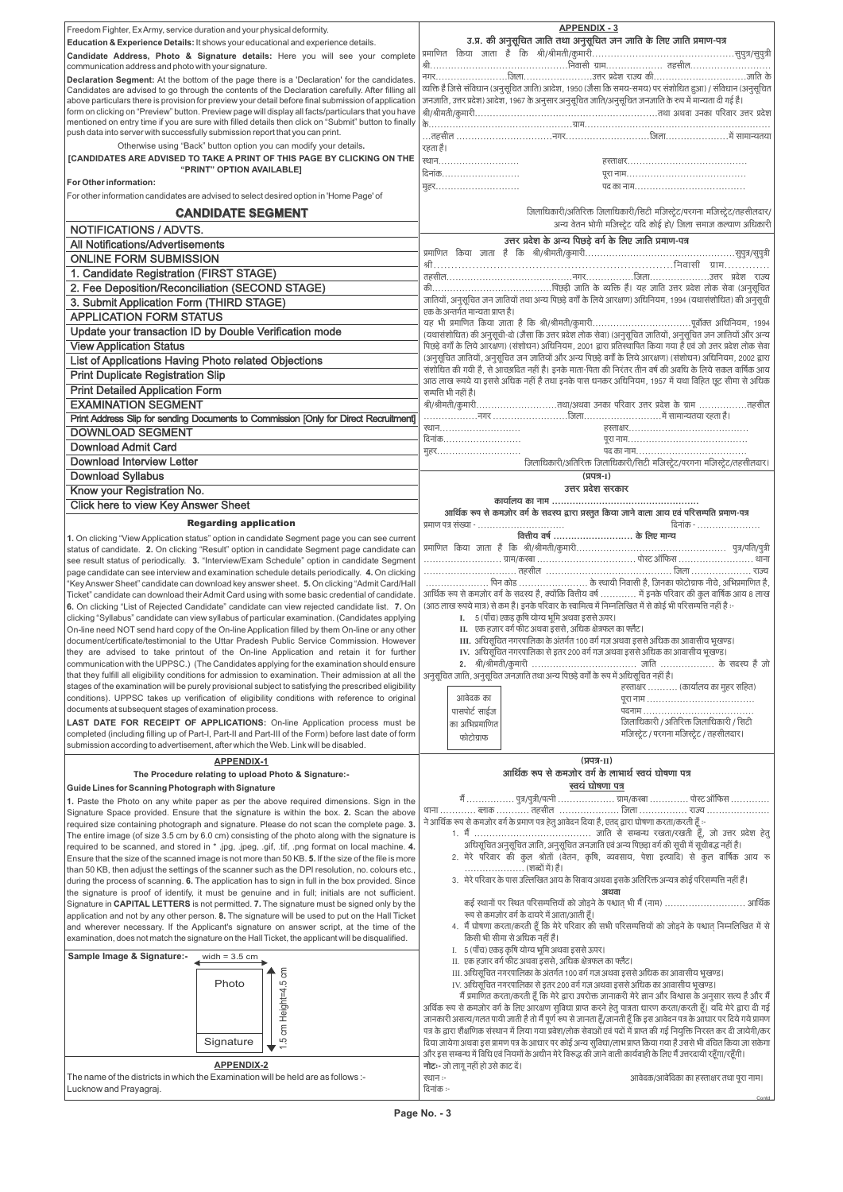Freedom Fighter, Ex Army, service duration and your physical deformity.

**Education & Experience Details:** It shows your educational and experience details.

**Candidate Address, Photo & Signature details:** Here you will see your complete communication address and photo with your signature.

**Declaration Segment:** At the bottom of the page there is a 'Declaration' for the candidates. Candidates are advised to go through the contents of the Declaration carefully. After filling all above particulars there is provision for preview your detail before final submission of application form on clicking on "Preview" button. Preview page will display all facts/particulars that you have mentioned on entry time if you are sure with filled details then click on "Submit" button to finally push data into server with successfully submission report that you can print.

Otherwise using "Back" button option you can modify your details.

**[CANDIDATES ARE ADVISED TO TAKE A PRINT OF THIS PAGE BY CLICKING ON THE "PRINT" OPTION AVAILABLE]**

**For Other information:**

For other information candidates are advised to select desired option in 'Home Page' of

## CANDIDATE SEGMENT

| |
|---|
| NOTIFICATIONS / ADVTS. |
| All Notifications/Advertisements |
| ONLINE FORM SUBMISSION |
| 1. Candidate Registration (FIRST STAGE) |
| 2. Fee Deposition/Reconciliation (SECOND STAGE) |
| 3. Submit Application Form (THIRD STAGE) |
| APPLICATION FORM STATUS |
| Update your transaction ID by Double Verification mode |
| View Application Status |
| List of Applications Having Photo related Objections |
| Print Duplicate Registration Slip |
| Print Detailed Application Form |
| EXAMINATION SEGMENT |
| Print Address Slip for sending Documents to Commission [Only for Direct Recruitment] |
| DOWNLOAD SEGMENT |
| Download Admit Card |
| Download Interview Letter |
| Download Syllabus |
| Know your Registration No. |
| Click here to view Key Answer Sheet |

### Regarding application

**1.** On clicking "View Application status" option in candidate Segment page you can see current status of candidate. **2.** On clicking "Result" option in candidate Segment page candidate can see result status of candidate periodically. **3.** "Interview/Exam Schedule" option in candidate Segment page candidate can see interview and examination schedule details periodically. **4.** On clicking "Key Answer Sheet" candidate can download key answer sheet. **5.** On clicking "Admit Card/Hall Ticket" candidate can download their Admit Card using with some basic credential of candidate. **6.** On clicking "List of Rejected Candidate" candidate can view rejected candidate list. **7.** On clicking "Syllabus" candidate can view syllabus of particular examination. (Candidates applying On-line need NOT send hard copy of the On-line Application filled by them On-line or any other document/certificate/testimonial to the Uttar Pradesh Public Service Commission. However they are advised to take printout of the On-line Application and retain it for further communication with the UPPSC.) (The Candidates applying for the examination should ensure that they fulfill all eligibility conditions for admission to examination. Their admission at all the stages of the examination will be purely provisional subject to satisfying the prescribed eligibility conditions). UPPSC takes up verification of eligibility conditions with reference to original documents at subsequent stages of examination process.

**LAST DATE FOR RECEIPT OF APPLICATIONS:** On-line Application process must be completed (including filling up of Part-I, Part-II and Part-III of the Form) before last date of form submission according to advertisement, after which the Web. Link will be disabled.

## APPENDIX-1

### The Procedure relating to upload Photo & Signature:-

**Guide Lines for Scanning Photograph with Signature**

**1.** Paste the Photo on any white paper as per the above required dimensions. Sign in the Signature Space provided. Ensure that the signature is within the box. **2.** Scan the above required size containing photograph and signature. Please do not scan the complete page. **3.** The entire image (of size 3.5 cm by 6.0 cm) consisting of the photo along with the signature is required to be scanned, and stored in * .jpg, .jpeg, .gif, .tif, .png format on local machine. **4.** Ensure that the size of the scanned image is not more than 50 KB. **5.** If the size of the file is more than 50 KB, then adjust the settings of the scanner such as the DPI resolution, no. colours etc., during the process of scanning. **6.** The application has to sign in full in the box provided. Since the signature is proof of identify, it must be genuine and in full; initials are not sufficient. Signature in **CAPITAL LETTERS** is not permitted. **7.** The signature must be signed only by the application and not by any other person. **8.** The signature will be used to put on the Hall Ticket and wherever necessary. If the Applicant's signature on answer script, at the time of the examination, does not match the signature on the Hall Ticket, the applicant will be disqualified.

**Sample Image & Signature:-** widh = 3.5 cm

Photo — Height=4.5 cm

Signature — 1.5 cm

## APPENDIX-2

The name of the districts in which the Examination will be held are as follows :-

Lucknow and Prayagraj.

## APPENDIX - 3

### उ.प्र. की अनुसूचित जाति तथा अनुसूचित जन जाति के लिए जाति प्रमाण-पत्र

प्रमाणित किया जाता है कि श्री/श्रीमती/कुमारी.......................................................सुपुत्र/सुपुत्री श्री.......................................................निवासी ग्राम...................... तहसील............................ नगर.............................जिला.............................उत्तर प्रदेश राज्य की.....................................जाति के व्यक्ति है जिसे संविधान (अनुसूचित जाति) आदेश, 1950 (जैसा कि समय-समय) पर संशोधित हुआ) / संविधान (अनुसूचित जनजाति, उत्तर प्रदेश) आदेश, 1967 के अनुसार अनुसूचित जाति/अनुसूचित जनजाति के रूप में मान्यता दी गई है।

श्री/श्रीमती/कुमारी.......................................................................तथा अथवा उनका परिवार उत्तर प्रदेश के.......................................................ग्राम....................................................................... ...तहसील .................................नगर..............................जिला......................में सामान्यतया रहता है।

स्थान............................ हस्ताक्षर.......................................

दिनांक.......................... पूरा नाम.......................................

मुहर............................ पद का नाम.....................................

जिलाधिकारी/अतिरिक्त जिलाधिकारी/सिटी मजिस्ट्रेट/परगना मजिस्ट्रेट/तहसीलदार/ अन्य वेतन भोगी मजिस्ट्रेट यदि कोई हो/ जिला समाज कल्याण अधिकारी

### उत्तर प्रदेश के अन्य पिछड़े वर्ग के लिए जाति प्रमाण-पत्र

प्रमाणित किया जाता है कि श्री/श्रीमती/कुमारी.......................................................सुपुत्र/सुपुत्री श्री.......................................................................निवासी ग्राम............. तहसील.......................................नगर................जिला....................उत्तर प्रदेश राज्य की.......................................पिछड़ी जाति के व्यक्ति हैं। यह जाति उत्तर प्रदेश लोक सेवा (अनुसूचित जातियों, अनुसूचित जन जातियों तथा अन्य पिछड़े वर्गों के लिये आरक्षण) अधिनियम, 1994 (यथासंशोधित) की अनुसूची एक के अन्तर्गत मान्यता प्राप्त है।

यह भी प्रमाणित किया जाता है कि श्री/श्रीमती/कुमारी.................................पूर्वोक्त अधिनियम, 1994 (यथासंशोधित) की अनुसूची-दो (जैसा कि उत्तर प्रदेश लोक सेवा) (अनुसूचित जातियों, अनुसूचित जन जातियों और अन्य पिछड़े वर्गों के लिये आरक्षण) (संशोधन) अधिनियम, 2001 द्वारा प्रतिस्थापित किया गया है एवं जो उत्तर प्रदेश लोक सेवा (अनुसूचित जातियों, अनुसूचित जन जातियों और अन्य पिछड़े वर्गों के लिये आरक्षण) (संशोधन) अधिनियम, 2002 द्वारा संशोधित की गयी है, से आच्छादित नहीं हैं। इनके माता-पिता की निरंतर तीन वर्ष की अवधि के लिये सकल वार्षिक आय आठ लाख रूपये या इससे अधिक नहीं है तथा इनके पास धनकर अधिनियम, 1957 में यथा विहित छूट सीमा से अधिक सम्पत्ति भी नहीं है।

श्री/श्रीमती/कुमारी...........................तथा/अथवा उनका परिवार उत्तर प्रदेश के ग्राम ................तहसील ..................नगर.........................जिला..........................में सामान्यतया रहता है।

स्थान............................ हस्ताक्षर.......................................

दिनांक.......................... पूरा नाम.......................................

मुहर............................ पद का नाम.....................................

जिलाधिकारी/अतिरिक्त जिलाधिकारी/सिटी मजिस्ट्रेट/परगना मजिस्ट्रेट/तहसीलदार।

### (प्रपत्र-I)

### उत्तर प्रदेश सरकार

कार्यालय का नाम ................................................

**आर्थिक रूप से कमजोर वर्ग के सदस्य द्वारा प्रस्तुत किया जाने वाला आय एवं परिसम्पत्ति प्रमाण-पत्र**

प्रमाण पत्र संख्या - ............................ दिनांक - ....................

**वित्तीय वर्ष .......................... के लिए मान्य**

प्रमाणित किया जाता है कि श्री/श्रीमती/कुमारी................................................ पुत्र/पति/पुत्री ......................... ग्राम/कस्बा ................................ पोस्ट ऑफिस ........................ थाना .............................. तहसील ......................................... जिला ................... राज्य .................... पिन कोड ...................... के स्थायी निवासी है, जिनका फोटोग्राफ नीचे, अभिप्रमाणित है, आर्थिक रूप से कमजोर वर्ग के सदस्य है, क्योंकि वित्तीय वर्ष ............ में इनके परिवार की कुल वार्षिक आय 8 लाख (आठ लाख रूपये मात्र) से कम है। इनके परिवार के स्वामित्व में निम्नलिखित में से कोई भी परिसम्पत्ति नहीं है :-

I. 5 (पाँच) एकड़ कृषि योग्य भूमि अथवा इससे ऊपर।

II. एक हजार वर्ग फीट अथवा इससे, अधिक क्षेत्रफल का फ्लैट।

III. अधिसूचित नगरपालिका के अंतर्गत 100 वर्ग गज अथवा इससे अधिक का आवासीय भूखण्ड।

IV. अधिसूचित नगरपालिका से इतर 200 वर्ग गज अथवा इससे अधिक का आवासीय भूखण्ड।

2. श्री/श्रीमती/कुमारी .................................. जाति ................. के सदस्य है जो अनुसूचित जाति, अनुसूचित जनजाति तथा अन्य पिछड़े वर्गों के रूप में अधिसूचित नहीं हैं।

आवेदक का पासपोर्ट साईज का अभिप्रमाणित फोटोग्राफ

हस्ताक्षर .......... (कार्यालय का मुहर सहित)

पूरा नाम ....................................

पदनाम ....................................

जिलाधिकारी / अतिरिक्त जिलाधिकारी / सिटी मजिस्ट्रेट / परगना मजिस्ट्रेट / तहसीलदार।

### (प्रपत्र-II)

### आर्थिक रूप से कमजोर वर्ग के लाभार्थ स्वयं घोषणा पत्र

**स्वयं घोषणा पत्र**

मैं ................ पुत्र/पुत्री/पत्नी .................... ग्राम/कस्बा ............ पोस्ट ऑफिस ............ थाना ............ ब्लाक ........... तहसील .................... जिला ............... राज्य .................... ने आर्थिक रूप से कमजोर वर्ग के प्रमाण पत्र हेतु आवेदन दिया है, एतद् द्वारा घोषणा करता/करती हूँ :-

1. मैं ..................................... जाति से सम्बन्ध रखता/रखती हूँ, जो उत्तर प्रदेश हेतु अधिसूचित अनुसूचित जाति, अनुसूचित जनजाति एवं अन्य पिछड़ा वर्ग की सूची में सूचीबद्ध नहीं है।

2. मेरे परिवार की कुल श्रोतों (वेतन, कृषि, व्यवसाय, पेशा इत्यादि) से कुल वार्षिक आय रू ................... (शब्दों में) है।

3. मेरे परिवार के पास उल्लिखित आय के सिवाय अथवा इसके अतिरिक्त अन्यत्र कोई परिसम्पत्ति नहीं है।

अथवा

कई स्थानों पर स्थित परिसम्पत्तियों को जोड़ने के पश्चात् भी मैं (नाम) .......................... आर्थिक रूप से कमजोर वर्ग के दायरे में आता/आती हूँ।

4. मैं घोषणा करता/करती हूँ कि मेरे परिवार की सभी परिसम्पत्तियों को जोड़ने के पश्चात् निम्नलिखित में से किसी भी सीमा से अधिक नहीं है।

I. 5 (पाँच) एकड़ कृषि योग्य भूमि अथवा इससे ऊपर।

II. एक हजार वर्ग फीट अथवा इससे, अधिक क्षेत्रफल का फ्लैट।

III. अधिसूचित नगरपालिका के अंतर्गत 100 वर्ग गज अथवा इससे अधिक का आवासीय भूखण्ड।

IV. अधिसूचित नगरपालिका से इतर 200 वर्ग गज अथवा इससे अधिक का आवासीय भूखण्ड।

मैं प्रमाणित करता/करती हूँ कि मेरे द्वारा उपरोक्त जानाकारी मेरे ज्ञान और विश्वास के अनुसार सत्य है और मैं अर्थिक रूप से कमजोर वर्ग के लिए आरक्षण सुविधा प्राप्त करने हेतु पात्रता धारण करता/करती हूँ। यदि मेरे द्वारा दी गई जानकारी असत्य/गलत पायी जाती है तो मैं पूर्ण रूप से जानता हूँ/जानती हूँ कि इस आवेदन पत्र के आधार पर दिये गये प्रमाण पत्र के द्वारा शैक्षणिक संस्थान में लिया गया प्रवेश/लोक सेवाओं एवं पदों में प्राप्त की गई नियुक्ति निरस्त कर दी जायेगी/कर दिया जायेगा अथवा इस प्रमाण पत्र के आधार पर कोई अन्य सुविधा/लाभ प्राप्त किया गया है उससे भी वंचित किया जा सकेगा और इस सम्बन्ध में विधि एवं नियमों के अधीन मेरे विरूद्ध की जाने वाली कार्यवाही के लिए मैं उत्तरदायी रहूँगा/रहूँगी।

**नोटः-** जो लागू नहीं हो उसे काट दें।

स्थान :- आवेदक/आवेदिका का हस्ताक्षर तथा पूरा नाम।

दिनांक :-

Contd.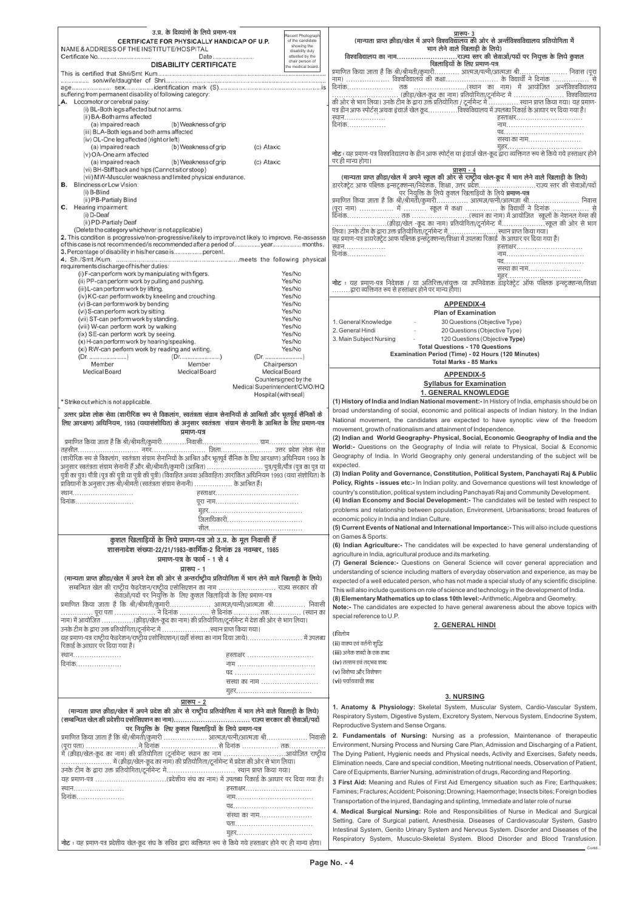## उ.प्र. के दिव्यांगों के लिये प्रमाण-पत्र

## CERTIFICATE FOR PHYSICALLY HANDICAP OF U.P.

Recent Photograph of the candidate showing the disability duly attested by the chair person of the medical board.

NAME & ADDRESS OF THE INSTITUTE/HOSPITAL

Certificate No.................................. Date..........................

### DISABILITY CERTIFICATE

This is certified that Shri/Smt Kum.......................................................................................
................ son/wife/daughter of Shri.......................................................................................
age....................... sex...............identification mark (S)..............................................................is suffering from permanent disability of following category:

**A.** Locomotor or cerebral palsy:
- (i) BL-Both legs affected but not arms.
- (ii) BA-Both arms affected
  - (a) Impaired reach (b) Weakness of grip
- (iii) BLA-Both legs and both arms affected
- (iv) OL-One leg affected (right or left)
  - (a) Impaired reach (b) Weakness of grip (c) Ataxic
- (v) OA-One arm affected
  - (a) Impaired reach (b) Weakness of grip (c) Ataxic
- (vi) BH-Stiff back and hips (Cannot sit or stoop)
- (vii) MW-Musculer weakness and limited physical endurance.

**B.** Blindness or Low Vision:
- (i) B-Blind
- (ii) PB-Partialy Blind

**C.** Hearing impairment:
- (i) D-Deaf
- (ii) PD-Partialy Deaf

(Delete the category whichever is not applicable)

**2.** This condition is progressive/non-progressive/likely to improve/not likely to improve. Re-assessment of this case is not recommended/is recommended after a period of.............. year................ months.

**3.** Percentage of disability in his/her case is.................percent.

**4.** Sh./Smt./Kum. ...................................................................meets the following physical requirements discharge of his/her duties:

| | |
|---|---|
| (i) F-can perform work by manipulating with figers. | Yes/No |
| (ii) PP-can perform work by pulling and pushing. | Yes/No |
| (iii) L-can perform work by lifting. | Yes/No |
| (iv) KC-can perform work by kneeling and crouching. | Yes/No |
| (v) B-can perform work by bending | Yes/No |
| (vi) S-can perform work by sitting. | Yes/No |
| (vii) ST-can perform work by standing. | Yes/No |
| (viii) W-can perform work by walking | Yes/No |
| (ix) SE-can perform work by seeing. | Yes/No |
| (x) H-can perform work by hearing/speaking. | Yes/No |
| (xi) RW-can perform work by reading and writing. | Yes/No |

| (Dr. ......................) | (Dr. ......................) | (Dr. ......................) |
|---|---|---|
| Member | Member | Chairperson |
| Medical Board | Medical Board | Medical Board |

Countersigned by the Medical Superintendent/CMO/HQ Hospital (with seal)

\* Strike out which is not applicable.

---

### उत्तर प्रदेश लोक सेवा (शारीरिक रूप से विकलांग, स्वतंत्रता संग्राम सेनानियों के आश्रितों और भूतपूर्व सैनिकों के लिए आरक्षण) अधिनियम, 1993 (यथासंशोधित) के अनुसार स्वतंत्रता संग्राम सेनानी के आश्रित के लिए प्रमाण-पत्र

#### प्रमाण-पत्र

प्रमाणित किया जाता है कि श्री/श्रीमती/कुमारी...........निवासी........................ ग्राम..................... तहसील.......................... नगर...................... जिला.......................... उत्तर प्रदेश लोक सेवा (शारीरिक रूप से विकलांग, स्वतंत्रता संग्राम सेनानियों के आश्रित और भूतपूर्व सैनिक के लिए आरक्षण) अधिनियम 1993 के अनुसार स्वतंत्रता संग्राम सेनानी हैं और श्री/श्रीमती/कुमारी (आश्रित) ............................ पुत्र/पुत्री/पौत्र (पुत्र का पुत्र या पुत्री का पुत्र) पौत्री (पुत्र की पुत्री या पुत्री की पुत्री) (विवाहित अथवा अविवाहित) उपरांकित अधिनियम 1993 (यथा संशोधित) के प्राविधानों के अनुसार उक्त श्री/श्रीमती (स्वतंत्रता संग्राम सेनानी) ................. के आश्रित हैं।

स्थान.............................. हस्ताक्षर....................................

दिनांक.......................... पूरा नाम....................................

मुहर......................................

जिलाधिकारी.................................

सील...........................................

---

### कुशल खिलाड़ियों के लिये प्रमाण-पत्र जो उ.प्र. के मूल निवासी हैं

### शासनादेश संख्या-22/21/1983-कार्मिक-2 दिनांक 28 नवम्बर, 1985

#### प्रमाण-पत्र के फार्म - 1 से 4

#### प्रारूप - 1

**(मान्यता प्राप्त क्रीड़ा/खेल में अपने देश की ओर से अन्तर्राष्ट्रीय प्रतियोगिता में भाग लेने वाले खिलाड़ी के लिये)**

सम्बन्धित खेल की राष्ट्रीय फेडरेशन/राष्ट्रीय एसोसिएशन का नाम .......................... राज्य सरकार की सेवाओं/पदों पर नियुक्ति के लिए कुशल खिलाड़ियों के लिए प्रमाण-पत्र

प्रमाणित किया जाता है कि श्री/श्रीमती/कुमारी................... आत्मज/पत्नी/आत्मजा श्री.............. निवासी .............. पूरा पता .................. ने दिनांक ............ से दिनांक ........... तक.............. (स्थान का नाम) में आयोजित ..............(क्रीड़ा/खेल-कूद का नाम) की प्रतियोगिता/टूर्नामेन्ट में देश की ओर से भाग लिया। उनके टीम के द्वारा उक्त प्रतियोगिता/टूर्नामेन्ट में .....................स्थान प्राप्त किया गया। यह प्रमाण-पत्र राष्ट्रीय फेडरेशन/राष्ट्रीय एसोसिएशन/(यहाँ संस्था का नाम दिया जाये)......................... में उपलब्ध रिकार्ड के आधार पर दिया गया है।

स्थान..................... हस्ताक्षर .............................

दिनांक.................... नाम ..................................

पद ...................................

सस्था का नाम ........................

मुहर.................................

#### प्रारूप - 2

**(मान्यता प्राप्त क्रीड़ा/खेल में अपने प्रदेश की ओर से राष्ट्रीय प्रतियोगिता में भाग लेने वाले खिलाड़ी के लिये)**

**(सम्बन्धित खेल की प्रदेशीय एसोसिएशन का नाम)................................. राज्य सरकार की सेवाओं/पदों पर नियुक्ति के लिए कुशल खिलाड़ियों के लिये प्रमाण-पत्र**

प्रमाणित किया जाता है कि श्री/श्रीमती/कुमारी ..................... आत्मज/पत्नी/आत्मजा श्री.................. निवासी (पूरा पता) ........................ने दिनांक .........................से दिनांक ............... तक................ में (क्रीड़ा/खेल-कूद का नाम) की प्रतियोगिता (टूर्नामेन्ट राष्ट्रीय का नाम ..........................आयोजित राष्ट्रीय ...................... में (क्रीड़ा/खेल-कूद का नाम) की प्रतियोगिता/टूर्नामेन्ट में प्रदेश की ओर से भाग लिया। उनके टीम के द्वारा उक्त प्रतियोगिता/टूर्नामेन्ट में.............................. स्थान प्राप्त किया गया। यह प्रमाण-पत्र ..............................(प्रदेशीय संघ का नाम) में उपलब्ध रिकाड के आधार पर दिया गया है।

स्थान...................... हस्ताक्षर...........................

दिनांक..................... नाम.................................

पद.................................

संस्था का नाम......................

पता..................................

मुहर................................

**नोट :** यह प्रमाण-पत्र प्रदेशीय खेल-कूद संघ के सचिव द्वारा व्यक्तिगत रूप से किये गये हस्ताक्षर होने पर ही मान्य होगा।

#### प्रारूप- 3

**(मान्यता प्राप्त क्रीड़ा/खेल में अपने विश्वविद्यालय की ओर से अन्तर्विश्वविद्यालय प्रतियोगिता में भाग लेने वाले खिलाड़ी के लिये)**

**विश्वविद्यालय का नाम...........................राज्य स्तर की सेवाओं/पदों पर नियुक्त के लिये कुशल खिलाड़ियों के लिए प्रमाण-पत्र**

प्रमाणित किया जाता है कि श्री/श्रीमती/कुमारी........... आत्मज/पत्नी/आत्मजा श्री..................... निवास (पूरा नाम) ................... विश्वविद्यालय की कक्षा....................... के विद्यार्थी ने दिनांक ................ से दिनांक.................... तक .......................(स्थान का नाम) में आयोजित अन्तर्विश्वविद्यालय ............................ (क्रीड़ा/खेल-कूद का नाम) प्रतियोगिता/टूर्नामेन्ट में ...................... विश्वविद्यालय की ओर से भाग लिया। उनके टीम के द्वारा उक्त प्रतियोगिता / टूर्नामेन्ट में ............. स्थान प्राप्त किया गया। यह प्रमाण-पत्र डीन आफ स्पोर्ट्स अथवा इंचार्ज खेल कूद.............विश्वविद्यालय में उपलब्ध रिकार्ड के आधार पर दिया गया है।

स्थान.................. हस्ताक्षर.............................

दिनांक................. नाम.................................

पद..................................

सस्था का नाम.......................

मुहर.................................

**नोट :** यह प्रमाण-पत्र विश्वविद्यालय के डीन आफ स्पोर्ट्स या इंचार्ज खेल-कूद द्वारा व्यक्तिगत रूप से किये गये हस्ताक्षर होने पर ही मान्य होगा।

#### प्रारूप - 4

**(मान्यता प्राप्त क्रीड़ा/खेल में अपने स्कूल की ओर से राष्ट्रीय खेल-कूद में भाग लेने वाले खिलाड़ी के लिये)**

डारेक्टेªट आफ पब्लिक इन्सट्रक्शन्स/निदेशक, शिक्षा, उत्तर प्रदेश.........................राज्य स्तर की सेवाओं/पदों पर नियुक्ति के लिये कुशल खिलाड़ियों के लिये **प्रमाण-पत्र**

प्रमाणित किया जाता है कि श्री/श्रीमती/कुमारी.............. आत्मज/पत्नी/आत्मजा श्री...................... निवास (पूरा नाम) ............... में .......... स्कूल में कक्षा .............. के विद्यार्थी ने दिनांक ................ से दिनांक....................... तक .........................(स्थान का नाम) में आयोजित स्कूलों के नेशनल गेम्स की ........................(क्रीड़ा/खेल -कूद का नाम) प्रतियोगिता/टूर्नामेन्ट में...................स्कूल की ओर से भाग लिया। उनके टीम के द्वारा उक्त प्रतियोगिता/टूर्नामेन्ट में......................स्थान प्राप्त किया गया। यह प्रमाण-पत्र डायरेक्टेªट आफ पब्लिक इन्सट्रक्शन्स/शिक्षा में उपलब्ध रिकार्ड के आधार पर दिया गया है।

स्थान................... हस्ताक्षर............................

दिनांक................. नाम..................................

पद...................................

सस्था का नाम.......................

मुहर.................................

**नोट :** यह प्रमाण-पत्र निदेशक / या अतिरिक्त/संयुक्त या उपनिदेशक डाइरेक्टेªट ऑफ पब्लिक इन्स्ट्रक्शन्स/शिक्षा ........द्वारा व्यक्तिगत रूप से हस्ताक्षर होने पर मान्य होगा।

---

## APPENDIX-4

### Plan of Examination

| | | |
|---|---|---|
| 1. General Knowledge | - | 30 Questions (Objective Type) |
| 2. General Hindi | - | 20 Questions (Objective Type) |
| 3. Main Subject Nursing | - | 120 Questions (Objective **Type**) |

**Total Questions - 170 Questions**

**Examination Period (Time) - 02 Hours (120 Minutes)**

**Total Marks - 85 Marks**

## APPENDIX-5

### Syllabus for Examination

### 1. GENERAL KNOWLEDGE

**(1) History of India and Indian National movement:-** In History of India, emphasis should be on broad understanding of social, economic and political aspects of Indian history. In the Indian National movement, the candidates are expected to have synoptic view of the freedom movement, growth of nationalism and attainment of Independence.

**(2) Indian and World Geography- Physical, Social, Economic Geography of India and the World:-** Questions on the Geography of India will relate to Physical, Social & Economic Geography of India. In World Geography only general understanding of the subject will be expected.

**(3) Indian Polity and Governance, Constitution, Political System, Panchayati Raj & Public Policy, Rights - issues etc:-** In Indian polity. and Governance questions will test knowledge of country's constitution, political system including Panchayati Raj and Community Development.

**(4) Indian Economy and Social Development:-** The candidates will be tested with respect to problems and relationship between population, Environment, Urbanisations; broad features of economic policy in India and Indian Culture.

**(5) Current Events of National and International Importance:-** This will also include questions on Games & Sports.

**(6) Indian Agriculture:-** The candidates will be expected to have general understanding of agriculture in India, agricultural produce and its marketing.

**(7) General Science:-** Questions on General Science will cover general appreciation and understanding of science including matters of everyday observation and experience, as may be expected of a well educated person, who has not made a special study of any scientific discipline. This will also include questions on role of science and technology in the development of India.

**(8) Elementary Mathematics up to class 10th level:-** Arithmetic, Algebra and Geometry.

**Note:-** The candidates are expected to have general awareness about the above topics with special reference to U.P.

### 2. GENERAL HINDI

(i) विलोम

(ii) वाक्य एवं वर्तनी शुद्धि

(iii) अनेक शब्दों के एक शब्द

(iv) तत्सम एवं तद्भव शब्द

(v) विशेष्य और विशेषण

(vi) पर्यायवाची शब्द

### 3. NURSING

**1. Anatomy & Physiology:** Skeletal System, Muscular System, Cardio-Vascular System, Respiratory System, Digestive System, Excretory System, Nervous System, Endocrine System, Reproductive System and Sense Organs.

**2. Fundamentals of Nursing:** Nursing as a profession, Maintenance of therapeutic Environment, Nursing Process and Nursing Care Plan, Admission and Discharging of a Patient, The Dying Patient, Hygienic needs and Physical needs, Activity and Exercises, Safety needs, Elimination needs, Care and special condition, Meeting nutritional needs, Observation of Patient, Care of Equipments, Barrier Nursing, administration of drugs, Recording and Reporting.

**3 First Aid:** Meaning and Rules of First Aid Emergency situation such as Fire; Earthquakes; Famines; Fractures; Accident; Poisoning; Drowning; Haemorrhage; Insects bites; Foreign bodies Transportation of the injured, Bandaging and splinting, Immediate and later role of nurse

**4. Medical Surgical Nursing:** Role and Responsibilities of Nurse in Medical and Surgical Setting. Care of Surgical patient, Anesthesia. Diseases of Cardiovascular System, Gastro Intestinal System, Genito Urinary System and Nervous System. Disorder and Diseases of the Respiratory System, Musculo-Skeletal System. Blood Disorder and Blood Transfusion.

Contd...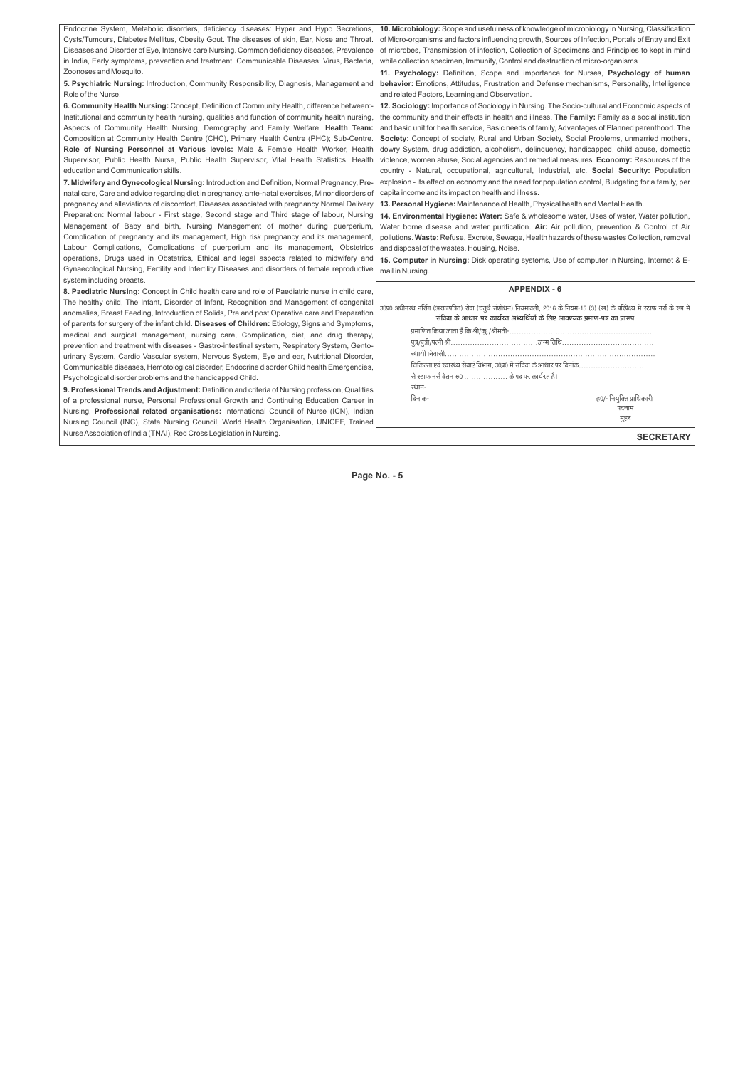Endocrine System, Metabolic disorders, deficiency diseases: Hyper and Hypo Secretions, Cysts/Tumours, Diabetes Mellitus, Obesity Gout. The diseases of skin, Ear, Nose and Throat. Diseases and Disorder of Eye, Intensive care Nursing. Common deficiency diseases, Prevalence in India, Early symptoms, prevention and treatment. Communicable Diseases: Virus, Bacteria, Zoonoses and Mosquito.

**5. Psychiatric Nursing:** Introduction, Community Responsibility, Diagnosis, Management and Role of the Nurse.

**6. Community Health Nursing:** Concept, Definition of Community Health, difference between:- Institutional and community health nursing, qualities and function of community health nursing, Aspects of Community Health Nursing, Demography and Family Welfare. **Health Team:** Composition at Community Health Centre (CHC), Primary Health Centre (PHC); Sub-Centre. **Role of Nursing Personnel at Various levels:** Male & Female Health Worker, Health Supervisor, Public Health Nurse, Public Health Supervisor, Vital Health Statistics. Health education and Communication skills.

**7. Midwifery and Gynecological Nursing:** Introduction and Definition, Normal Pregnancy, Pre-natal care, Care and advice regarding diet in pregnancy, ante-natal exercises, Minor disorders of pregnancy and alleviations of discomfort, Diseases associated with pregnancy Normal Delivery Preparation: Normal labour - First stage, Second stage and Third stage of labour, Nursing Management of Baby and birth, Nursing Management of mother during puerperium, Complication of pregnancy and its management, High risk pregnancy and its management, Labour Complications, Complications of puerperium and its management, Obstetrics operations, Drugs used in Obstetrics, Ethical and legal aspects related to midwifery and Gynaecological Nursing, Fertility and Infertility Diseases and disorders of female reproductive system including breasts.

**8. Paediatric Nursing:** Concept in Child health care and role of Paediatric nurse in child care, The healthy child, The Infant, Disorder of Infant, Recognition and Management of congenital anomalies, Breast Feeding, Introduction of Solids, Pre and post Operative care and Preparation of parents for surgery of the infant child. **Diseases of Children:** Etiology, Signs and Symptoms, medical and surgical management, nursing care, Complication, diet, and drug therapy, prevention and treatment with diseases - Gastro-intestinal system, Respiratory System, Gento-urinary System, Cardio Vascular system, Nervous System, Eye and ear, Nutritional Disorder, Communicable diseases, Hemotological disorder, Endocrine disorder Child health Emergencies, Psychological disorder problems and the handicapped Child.

**9. Professional Trends and Adjustment:** Definition and criteria of Nursing profession, Qualities of a professional nurse, Personal Professional Growth and Continuing Education Career in Nursing, **Professional related organisations:** International Council of Nurse (ICN), Indian Nursing Council (INC), State Nursing Council, World Health Organisation, UNICEF, Trained Nurse Association of India (TNAI), Red Cross Legislation in Nursing.

**10. Microbiology:** Scope and usefulness of knowledge of microbiology in Nursing, Classification of Micro-organisms and factors influencing growth, Sources of Infection, Portals of Entry and Exit of microbes, Transmission of infection, Collection of Specimens and Principles to kept in mind while collection specimen, Immunity, Control and destruction of micro-organisms

**11. Psychology:** Definition, Scope and importance for Nurses, **Psychology of human behavior:** Emotions, Attitudes, Frustration and Defense mechanisms, Personality, Intelligence and related Factors, Learning and Observation.

**12. Sociology:** Importance of Sociology in Nursing. The Socio-cultural and Economic aspects of the community and their effects in health and illness. **The Family:** Family as a social institution and basic unit for health service, Basic needs of family, Advantages of Planned parenthood. **The Society:** Concept of society, Rural and Urban Society, Social Problems, unmarried mothers, dowry System, drug addiction, alcoholism, delinquency, handicapped, child abuse, domestic violence, women abuse, Social agencies and remedial measures. **Economy:** Resources of the country - Natural, occupational, agricultural, Industrial, etc. **Social Security:** Population explosion - its effect on economy and the need for population control, Budgeting for a family, per capita income and its impact on health and illness.

**13. Personal Hygiene:** Maintenance of Health, Physical health and Mental Health.

**14. Environmental Hygiene: Water:** Safe & wholesome water, Uses of water, Water pollution, Water borne disease and water purification. **Air:** Air pollution, prevention & Control of Air pollutions. **Waste:** Refuse, Excrete, Sewage, Health hazards of these wastes Collection, removal and disposal of the wastes, Housing, Noise.

**15. Computer in Nursing:** Disk operating systems, Use of computer in Nursing, Internet & E-mail in Nursing.

## APPENDIX - 6

उ0प्र0 अधीनस्थ नर्सिंग (अराजपत्रित) सेवा (चतुर्थ संशोधन) नियमावली, 2016 के नियम-15 (3) (ख) के परिप्रेक्ष्य मे स्टाफ नर्स के रुप मे **संविदा के आधार पर कार्यरत अभ्यर्थियों के लिए आवश्यक प्रमाण-पत्र का प्रारूप**

प्रमाणित किया जाता है कि श्री/कु./श्रीमती-...........................................................

पुत्र/पुत्री/पत्नी श्री....................................जन्म तिथि.......................................

स्थायी निवासी.......................................................................................

चिकित्सा एवं स्वास्थ्य सेवाएं विभाग, उ0प्र0 में संविदा के आधार पर दिनांक............................

से स्टाफ नर्स वेतन रु0 .................. के पद पर कार्यरत हैं।

स्थान-

दिनांक-

ह0/- नियुक्ति प्राधिकारी

पदनाम

मुहर

**SECRETARY**